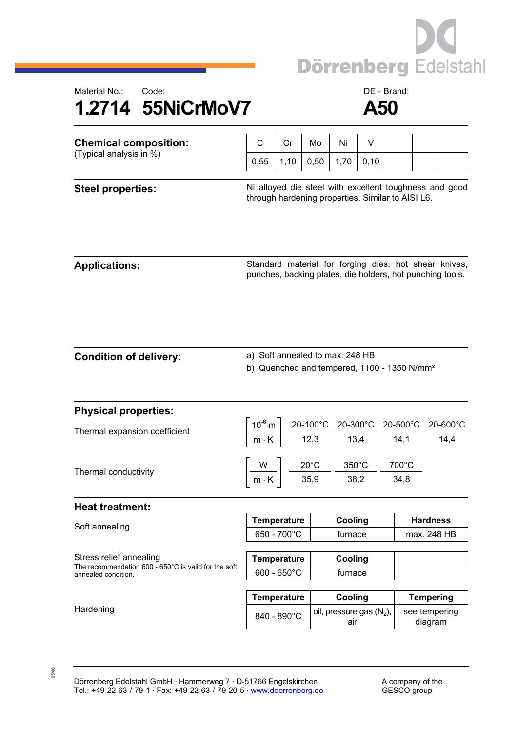Dörrenberg Edelstahl

Material No.: 1.2714

Code: 55NiCrMoV7

DE - Brand: A50

# 1.2714 55NiCrMoV7 — A50

## Chemical composition:

(Typical analysis in %)

| C | Cr | Mo | Ni | V | | | |
|---|---|---|---|---|---|---|---|
| 0,55 | 1,10 | 0,50 | 1,70 | 0,10 | | | |

## Steel properties:

Ni alloyed die steel with excellent toughness and good through hardening properties. Similar to AISI L6.

## Applications:

Standard material for forging dies, hot shear knives, punches, backing plates, die holders, hot punching tools.

## Condition of delivery:

a) Soft annealed to max. 248 HB

b) Quenched and tempered, 1100 - 1350 N/mm²

## Physical properties:

Thermal expansion coefficient

| $\left[\frac{10^{-6} \cdot m}{m \cdot K}\right]$ | 20-100°C | 20-300°C | 20-500°C | 20-600°C |
|---|---|---|---|---|
| | 12,3 | 13,4 | 14,1 | 14,4 |

Thermal conductivity

| $\left[\frac{W}{m \cdot K}\right]$ | 20°C | 350°C | 700°C |
|---|---|---|---|
| | 35,9 | 38,2 | 34,8 |

## Heat treatment:

Soft annealing

| Temperature | Cooling | Hardness |
|---|---|---|
| 650 - 700°C | furnace | max. 248 HB |

Stress relief annealing

The recommendation 600 - 650°C is valid for the soft annealed condition.

| Temperature | Cooling | |
|---|---|---|
| 600 - 650°C | furnace | |

Hardening

| Temperature | Cooling | Tempering |
|---|---|---|
| 840 - 890°C | oil, pressure gas ($N_2$), air | see tempering diagram |

Dörrenberg Edelstahl GmbH · Hammerweg 7 · D-51766 Engelskirchen
Tel.: +49 22 63 / 79 1 · Fax: +49 22 63 / 79 20 5 · www.doerrenberg.de

A company of the GESCO group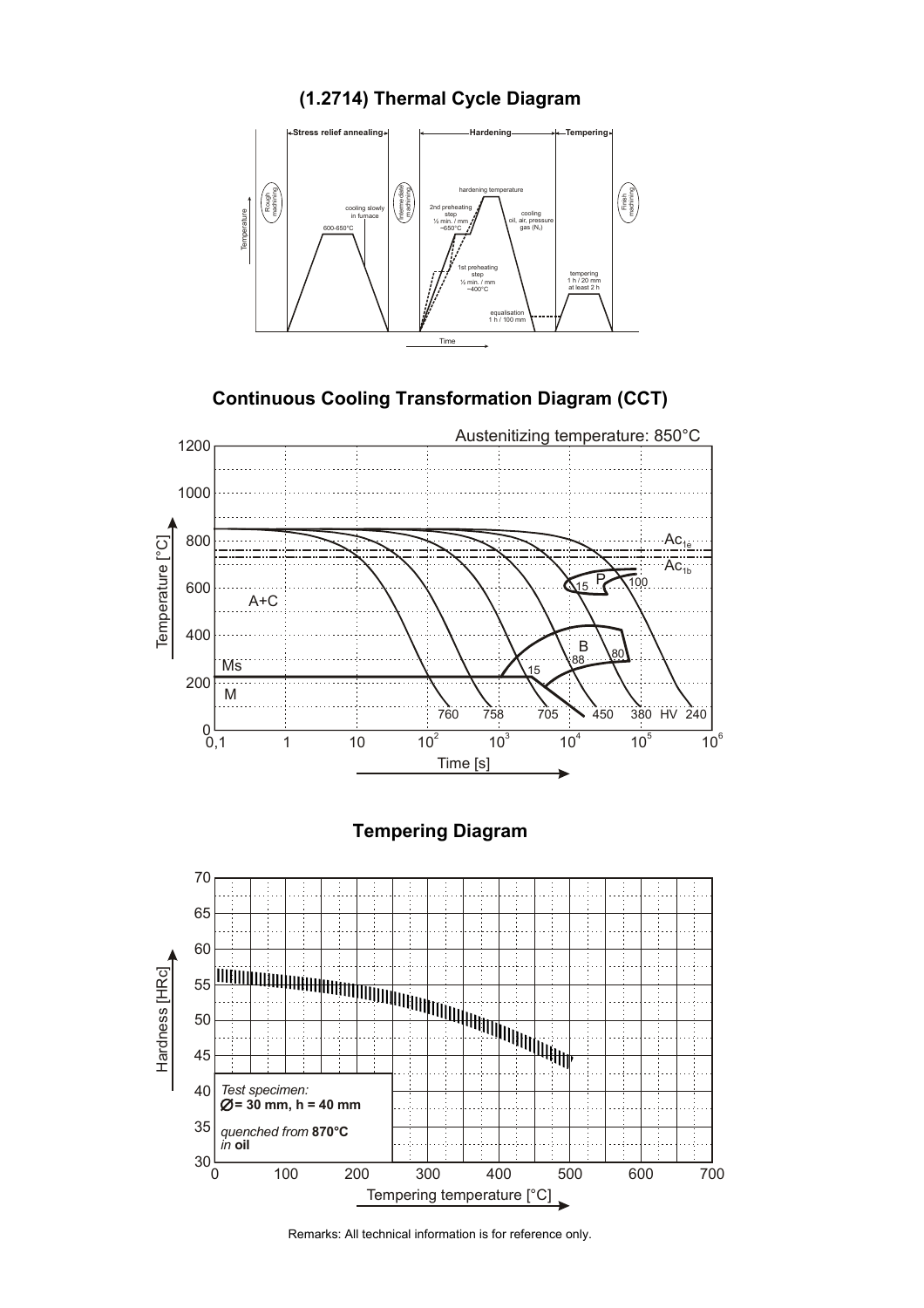## (1.2714) Thermal Cycle Diagram

Stress relief annealing

Hardening

Tempering

Rough machining

Intermediate machining

Finish machining

Temperature

Time

600-650°C

cooling slowly in furnace

hardening temperature

2nd preheating step ½ min. / mm ~650°C

1st preheating step ½ min. / mm ~400°C

cooling oil, air, pressure gas ($N_2$)

equalisation 1 h / 100 mm

tempering 1 h / 20 mm at least 2 h

## Continuous Cooling Transformation Diagram (CCT)

Austenitizing temperature: 850°C

Temperature [°C]

1200

1000

800

600

400

200

0

0,1

1

10

$10^2$

$10^3$

$10^4$

$10^5$

$10^6$

Time [s]

$Ac_{1e}$

$Ac_{1b}$

A+C

P

15

100

B

88

80

15

Ms

M

760

758

705

450

380

HV

240

## Tempering Diagram

Hardness [HRc]

70

65

60

55

50

45

40

35

30

0

100

200

300

400

500

600

700

Tempering temperature [°C]

*Test specimen:*
**Ø = 30 mm, h = 40 mm**

*quenched from* **870°C**
*in* **oil**

Remarks: All technical information is for reference only.